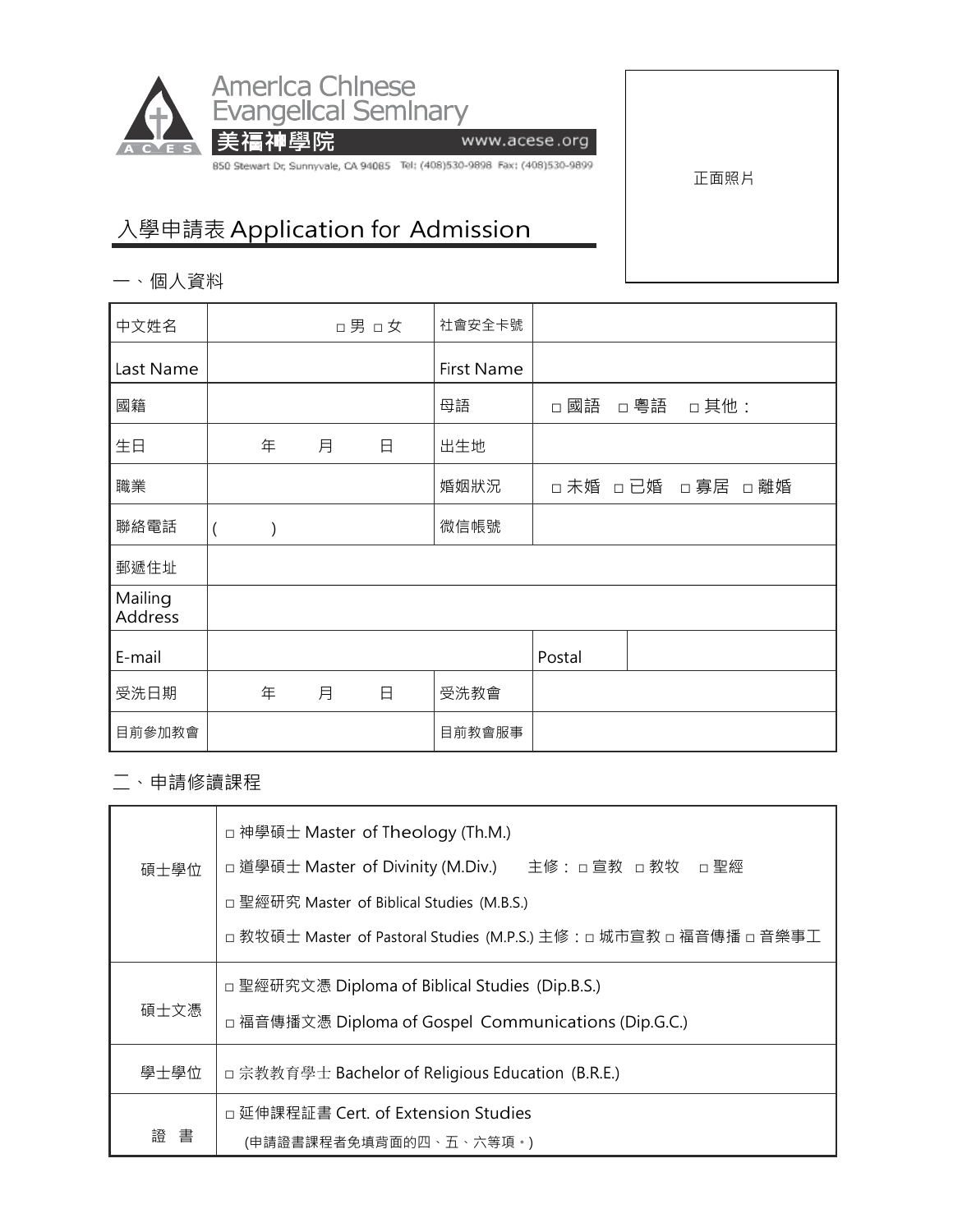America Chinese Evangelical Seminary

美福神學院

www.acese.org

850 Stewart Dr, Sunnyvale, CA 94085 Tel: (408)530-9898 Fax: (408)530-9899

正面照片

# 入學申請表 Application for Admission

## 一、個人資料

| 中文姓名 | □男 □女 | 社會安全卡號 | | |
|---|---|---|---|---|
| Last Name | | First Name | | |
| 國籍 | | 母語 | □國語 □粵語 □其他： | |
| 生日 | 年 月 日 | 出生地 | | |
| 職業 | | 婚姻狀況 | □未婚 □已婚 □寡居 □離婚 | |
| 聯絡電話 | ( ) | 微信帳號 | | |
| 郵遞住址 | | | | |
| Mailing Address | | | | |
| E-mail | | | Postal | |
| 受洗日期 | 年 月 日 | 受洗教會 | | |
| 目前參加教會 | | 目前教會服事 | | |

## 二、申請修讀課程

| | |
|---|---|
| 碩士學位 | □神學碩士 Master of Theology (Th.M.)<br>□道學碩士 Master of Divinity (M.Div.) 主修：□宣教 □教牧 □聖經<br>□聖經研究 Master of Biblical Studies (M.B.S.)<br>□教牧碩士 Master of Pastoral Studies (M.P.S.) 主修：□城市宣教 □福音傳播 □音樂事工 |
| 碩士文憑 | □聖經研究文憑 Diploma of Biblical Studies (Dip.B.S.)<br>□福音傳播文憑 Diploma of Gospel Communications (Dip.G.C.) |
| 學士學位 | □宗教教育學士 Bachelor of Religious Education (B.R.E.) |
| 證 書 | □延伸課程証書 Cert. of Extension Studies<br>(申請證書課程者免填背面的四、五、六等項。) |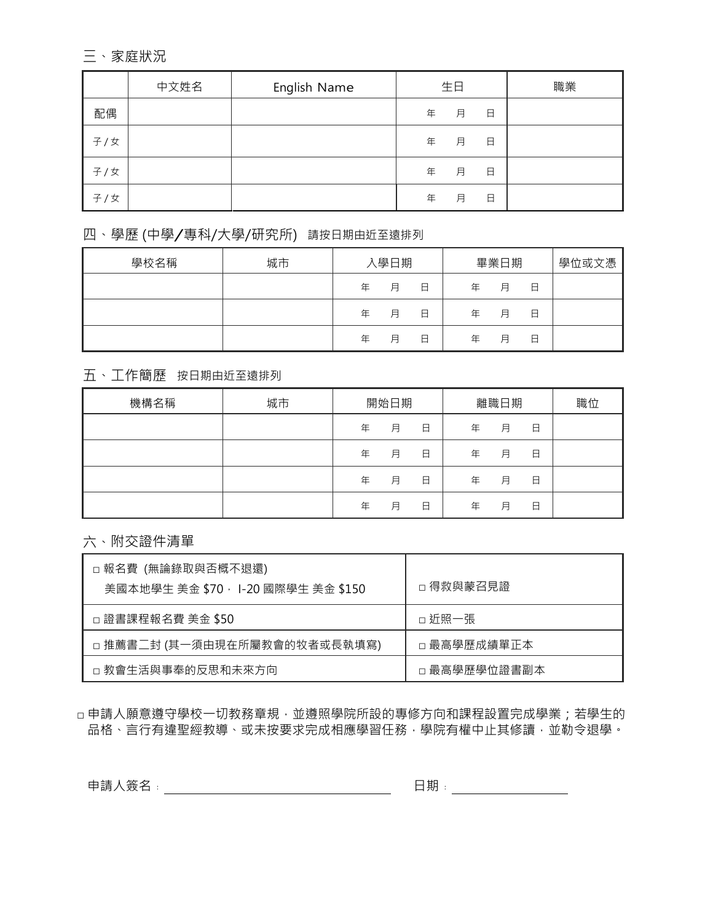## 三、家庭狀況

| | 中文姓名 | English Name | 生日 | 職業 |
|---|---|---|---|---|
| 配偶 | | | 年　月　日 | |
| 子 / 女 | | | 年　月　日 | |
| 子 / 女 | | | 年　月　日 | |
| 子 / 女 | | | 年　月　日 | |

## 四、學歷 (中學/專科/大學/研究所) 請按日期由近至遠排列

| 學校名稱 | 城市 | 入學日期 | 畢業日期 | 學位或文憑 |
|---|---|---|---|---|
| | | 年　月　日 | 年　月　日 | |
| | | 年　月　日 | 年　月　日 | |
| | | 年　月　日 | 年　月　日 | |

## 五、工作簡歷 按日期由近至遠排列

| 機構名稱 | 城市 | 開始日期 | 離職日期 | 職位 |
|---|---|---|---|---|
| | | 年　月　日 | 年　月　日 | |
| | | 年　月　日 | 年　月　日 | |
| | | 年　月　日 | 年　月　日 | |
| | | 年　月　日 | 年　月　日 | |

## 六、附交證件清單

| | |
|---|---|
| □ 報名費 (無論錄取與否概不退還)<br>美國本地學生 美金 $70， I-20 國際學生 美金 $150 | □ 得救與蒙召見證 |
| □ 證書課程報名費 美金 $50 | □ 近照一張 |
| □ 推薦書二封 (其一須由現在所屬教會的牧者或長執填寫) | □ 最高學歷成績單正本 |
| □ 教會生活與事奉的反思和未來方向 | □ 最高學歷學位證書副本 |

□ 申請人願意遵守學校一切教務章規，並遵照學院所設的專修方向和課程設置完成學業；若學生的品格、言行有違聖經教導、或未按要求完成相應學習任務，學院有權中止其修讀，並勒令退學。

申請人簽名：________________________　　日期：______________